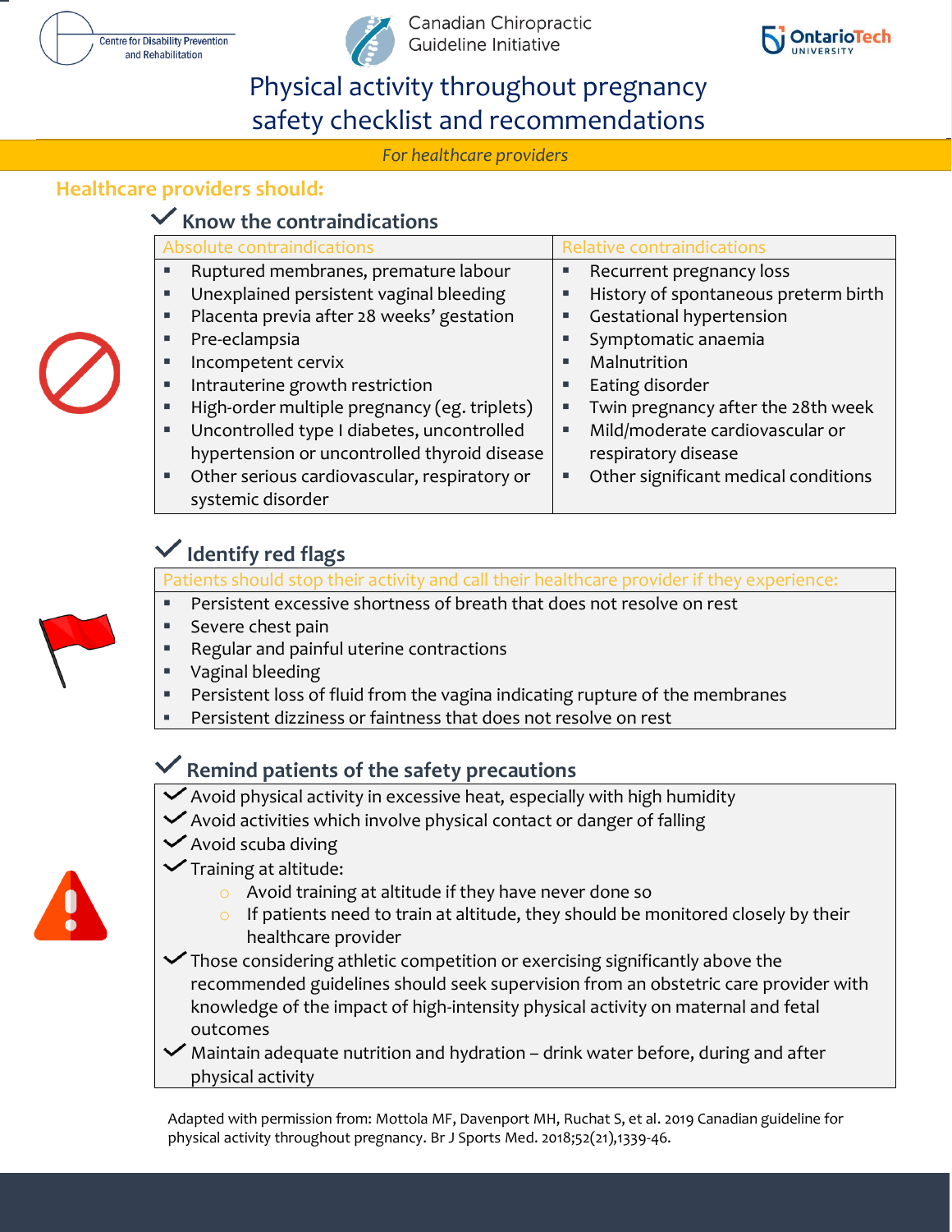Centre for Disability Prevention and Rehabilitation

Canadian Chiropractic Guideline Initiative

OntarioTech University

# Physical activity throughout pregnancy safety checklist and recommendations

*For healthcare providers*

## Healthcare providers should:

### ✓ Know the contraindications

| Absolute contraindications | Relative contraindications |
| --- | --- |
| ▪ Ruptured membranes, premature labour<br>▪ Unexplained persistent vaginal bleeding<br>▪ Placenta previa after 28 weeks' gestation<br>▪ Pre-eclampsia<br>▪ Incompetent cervix<br>▪ Intrauterine growth restriction<br>▪ High-order multiple pregnancy (eg. triplets)<br>▪ Uncontrolled type I diabetes, uncontrolled hypertension or uncontrolled thyroid disease<br>▪ Other serious cardiovascular, respiratory or systemic disorder | ▪ Recurrent pregnancy loss<br>▪ History of spontaneous preterm birth<br>▪ Gestational hypertension<br>▪ Symptomatic anaemia<br>▪ Malnutrition<br>▪ Eating disorder<br>▪ Twin pregnancy after the 28th week<br>▪ Mild/moderate cardiovascular or respiratory disease<br>▪ Other significant medical conditions |

### ✓ Identify red flags

Patients should stop their activity and call their healthcare provider if they experience:

- Persistent excessive shortness of breath that does not resolve on rest
- Severe chest pain
- Regular and painful uterine contractions
- Vaginal bleeding
- Persistent loss of fluid from the vagina indicating rupture of the membranes
- Persistent dizziness or faintness that does not resolve on rest

### ✓ Remind patients of the safety precautions

- ✓ Avoid physical activity in excessive heat, especially with high humidity
- ✓ Avoid activities which involve physical contact or danger of falling
- ✓ Avoid scuba diving
- ✓ Training at altitude:
  - Avoid training at altitude if they have never done so
  - If patients need to train at altitude, they should be monitored closely by their healthcare provider
- ✓ Those considering athletic competition or exercising significantly above the recommended guidelines should seek supervision from an obstetric care provider with knowledge of the impact of high-intensity physical activity on maternal and fetal outcomes
- ✓ Maintain adequate nutrition and hydration – drink water before, during and after physical activity

Adapted with permission from: Mottola MF, Davenport MH, Ruchat S, et al. 2019 Canadian guideline for physical activity throughout pregnancy. Br J Sports Med. 2018;52(21),1339-46.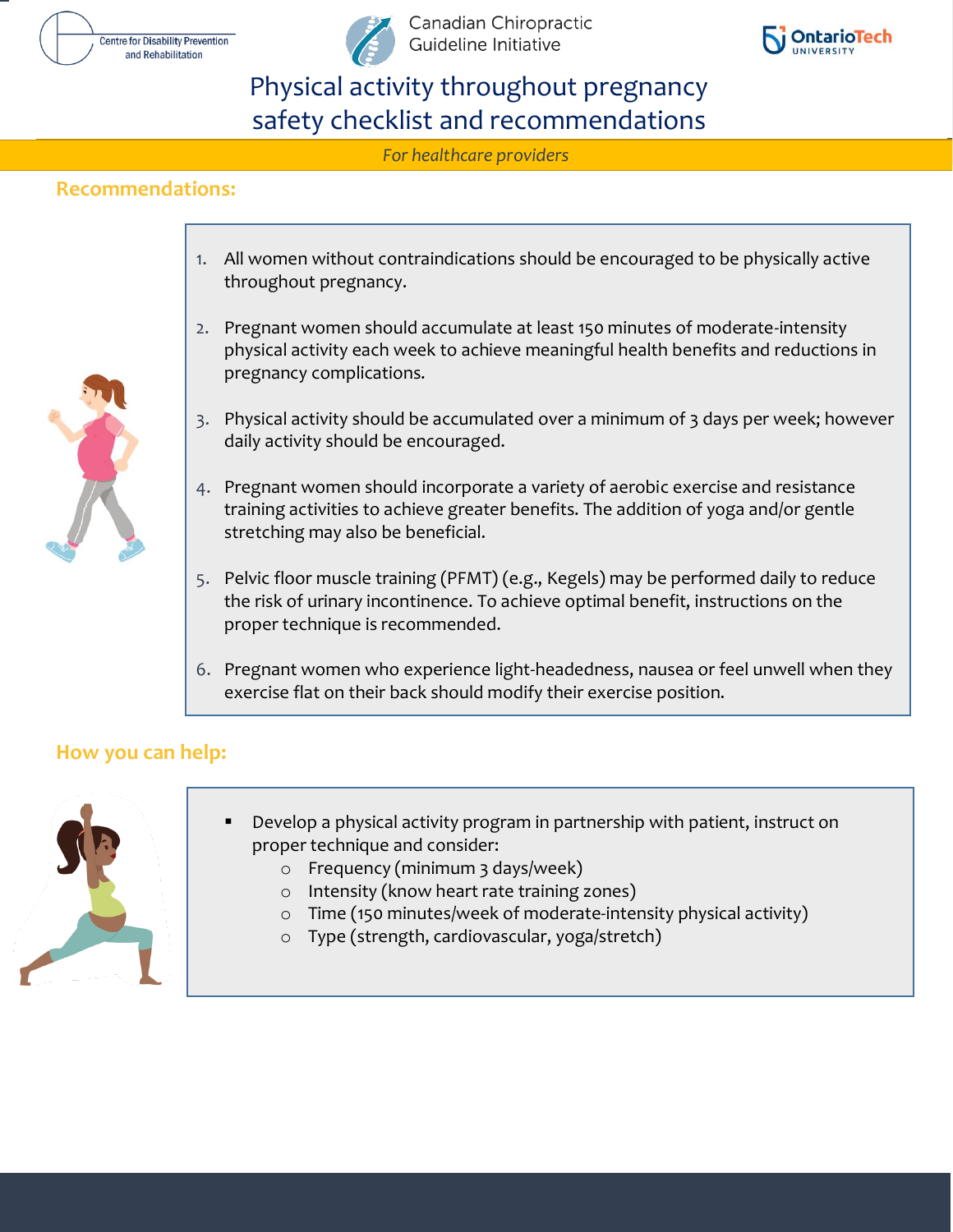Centre for Disability Prevention and Rehabilitation

Canadian Chiropractic Guideline Initiative

OntarioTech University

# Physical activity throughout pregnancy safety checklist and recommendations

*For healthcare providers*

## Recommendations:

1. All women without contraindications should be encouraged to be physically active throughout pregnancy.
2. Pregnant women should accumulate at least 150 minutes of moderate-intensity physical activity each week to achieve meaningful health benefits and reductions in pregnancy complications.
3. Physical activity should be accumulated over a minimum of 3 days per week; however daily activity should be encouraged.
4. Pregnant women should incorporate a variety of aerobic exercise and resistance training activities to achieve greater benefits. The addition of yoga and/or gentle stretching may also be beneficial.
5. Pelvic floor muscle training (PFMT) (e.g., Kegels) may be performed daily to reduce the risk of urinary incontinence. To achieve optimal benefit, instructions on the proper technique is recommended.
6. Pregnant women who experience light-headedness, nausea or feel unwell when they exercise flat on their back should modify their exercise position.

## How you can help:

- Develop a physical activity program in partnership with patient, instruct on proper technique and consider:
  - Frequency (minimum 3 days/week)
  - Intensity (know heart rate training zones)
  - Time (150 minutes/week of moderate-intensity physical activity)
  - Type (strength, cardiovascular, yoga/stretch)